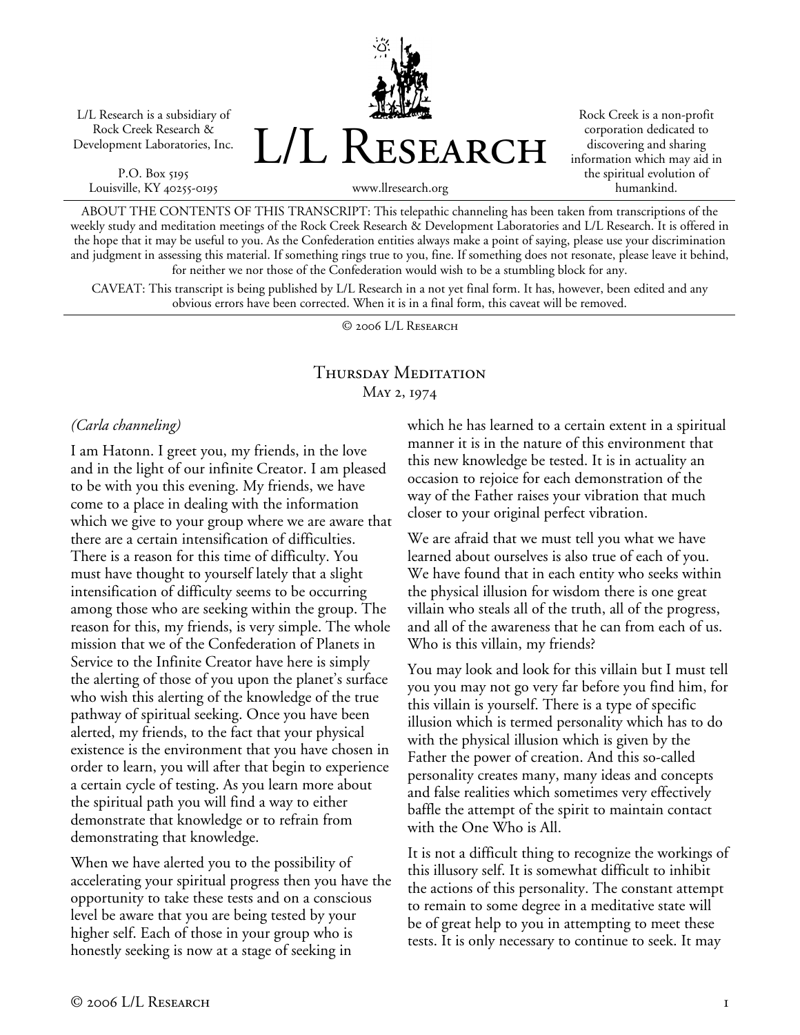L/L Research is a subsidiary of Rock Creek Research & Development Laboratories, Inc.

P.O. Box 5195
Louisville, KY 40255-0195

# L/L Research

www.llresearch.org

Rock Creek is a non-profit corporation dedicated to discovering and sharing information which may aid in the spiritual evolution of humankind.

ABOUT THE CONTENTS OF THIS TRANSCRIPT: This telepathic channeling has been taken from transcriptions of the weekly study and meditation meetings of the Rock Creek Research & Development Laboratories and L/L Research. It is offered in the hope that it may be useful to you. As the Confederation entities always make a point of saying, please use your discrimination and judgment in assessing this material. If something rings true to you, fine. If something does not resonate, please leave it behind, for neither we nor those of the Confederation would wish to be a stumbling block for any.

CAVEAT: This transcript is being published by L/L Research in a not yet final form. It has, however, been edited and any obvious errors have been corrected. When it is in a final form, this caveat will be removed.

© 2006 L/L Research

## Thursday Meditation
May 2, 1974

*(Carla channeling)*

I am Hatonn. I greet you, my friends, in the love and in the light of our infinite Creator. I am pleased to be with you this evening. My friends, we have come to a place in dealing with the information which we give to your group where we are aware that there are a certain intensification of difficulties. There is a reason for this time of difficulty. You must have thought to yourself lately that a slight intensification of difficulty seems to be occurring among those who are seeking within the group. The reason for this, my friends, is very simple. The whole mission that we of the Confederation of Planets in Service to the Infinite Creator have here is simply the alerting of those of you upon the planet's surface who wish this alerting of the knowledge of the true pathway of spiritual seeking. Once you have been alerted, my friends, to the fact that your physical existence is the environment that you have chosen in order to learn, you will after that begin to experience a certain cycle of testing. As you learn more about the spiritual path you will find a way to either demonstrate that knowledge or to refrain from demonstrating that knowledge.

When we have alerted you to the possibility of accelerating your spiritual progress then you have the opportunity to take these tests and on a conscious level be aware that you are being tested by your higher self. Each of those in your group who is honestly seeking is now at a stage of seeking in which he has learned to a certain extent in a spiritual manner it is in the nature of this environment that this new knowledge be tested. It is in actuality an occasion to rejoice for each demonstration of the way of the Father raises your vibration that much closer to your original perfect vibration.

We are afraid that we must tell you what we have learned about ourselves is also true of each of you. We have found that in each entity who seeks within the physical illusion for wisdom there is one great villain who steals all of the truth, all of the progress, and all of the awareness that he can from each of us. Who is this villain, my friends?

You may look and look for this villain but I must tell you you may not go very far before you find him, for this villain is yourself. There is a type of specific illusion which is termed personality which has to do with the physical illusion which is given by the Father the power of creation. And this so-called personality creates many, many ideas and concepts and false realities which sometimes very effectively baffle the attempt of the spirit to maintain contact with the One Who is All.

It is not a difficult thing to recognize the workings of this illusory self. It is somewhat difficult to inhibit the actions of this personality. The constant attempt to remain to some degree in a meditative state will be of great help to you in attempting to meet these tests. It is only necessary to continue to seek. It may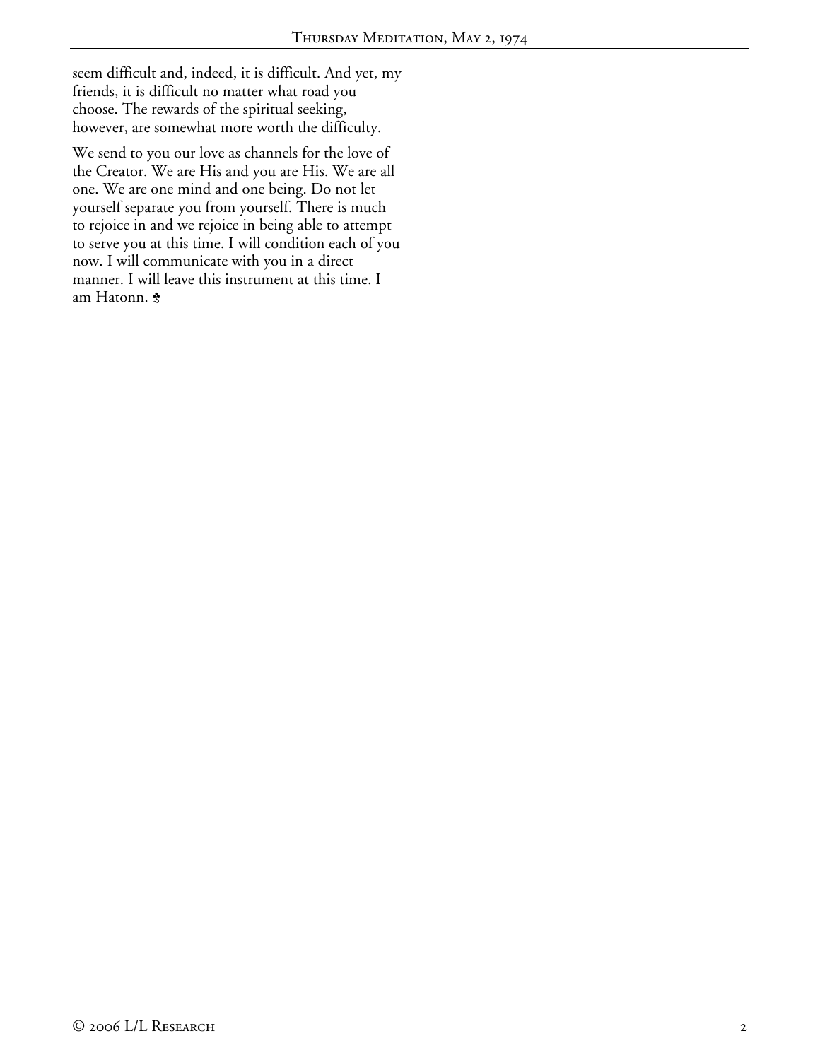seem difficult and, indeed, it is difficult. And yet, my friends, it is difficult no matter what road you choose. The rewards of the spiritual seeking, however, are somewhat more worth the difficulty.

We send to you our love as channels for the love of the Creator. We are His and you are His. We are all one. We are one mind and one being. Do not let yourself separate you from yourself. There is much to rejoice in and we rejoice in being able to attempt to serve you at this time. I will condition each of you now. I will communicate with you in a direct manner. I will leave this instrument at this time. I am Hatonn. ♣